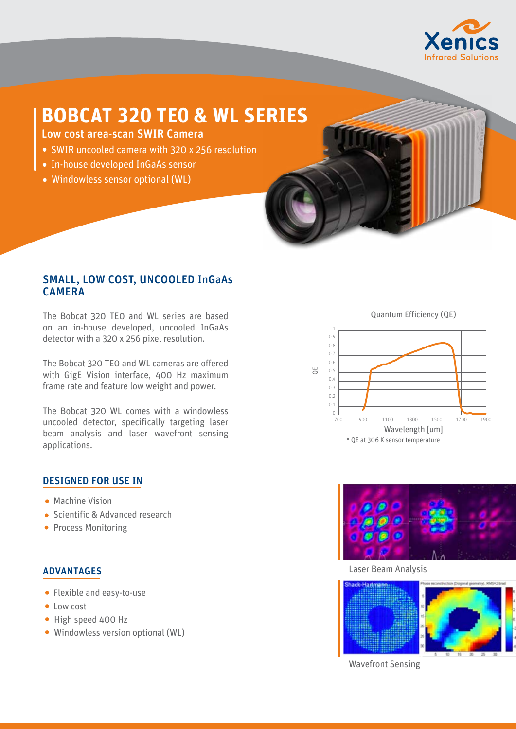# BOBCAT 320 TEO & WL SERIES

**Low cost area-scan SWIR Camera**

- SWIR uncooled camera with 320 x 256 resolution
- In-house developed InGaAs sensor
- Windowless sensor optional (WL)

## SMALL, LOW COST, UNCOOLED InGaAs CAMERA

The Bobcat 320 TEO and WL series are based on an in-house developed, uncooled InGaAs detector with a 320 x 256 pixel resolution.

The Bobcat 320 TEO and WL cameras are offered with GigE Vision interface, 400 Hz maximum frame rate and feature low weight and power.

The Bobcat 320 WL comes with a windowless uncooled detector, specifically targeting laser beam analysis and laser wavefront sensing applications.

Quantum Efficiency (QE)

\* QE at 306 K sensor temperature

## DESIGNED FOR USE IN

- Machine Vision
- Scientific & Advanced research
- Process Monitoring

## ADVANTAGES

- Flexible and easy-to-use
- Low cost
- High speed 400 Hz
- Windowless version optional (WL)

Laser Beam Analysis

Wavefront Sensing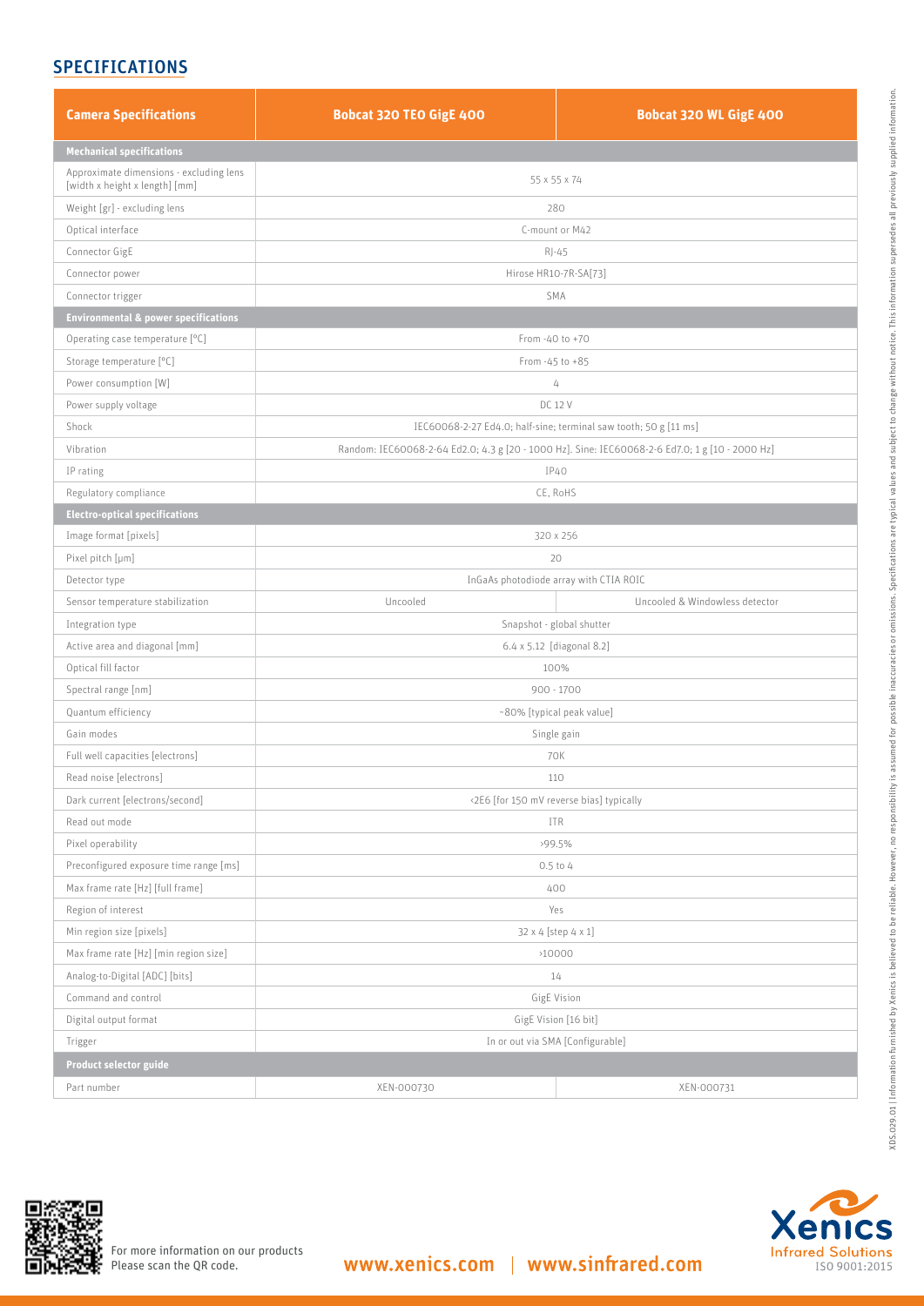## SPECIFICATIONS

| Camera Specifications | Bobcat 320 TEO GigE 400 | Bobcat 320 WL GigE 400 |
|---|---|---|
| **Mechanical specifications** | | |
| Approximate dimensions - excluding lens [width x height x length] [mm] | 55 x 55 x 74 | |
| Weight [gr] - excluding lens | 280 | |
| Optical interface | C-mount or M42 | |
| Connector GigE | RJ-45 | |
| Connector power | Hirose HR10-7R-SA[73] | |
| Connector trigger | SMA | |
| **Environmental & power specifications** | | |
| Operating case temperature [°C] | From -40 to +70 | |
| Storage temperature [°C] | From -45 to +85 | |
| Power consumption [W] | 4 | |
| Power supply voltage | DC 12 V | |
| Shock | IEC60068-2-27 Ed4.0; half-sine; terminal saw tooth; 50 g [11 ms] | |
| Vibration | Random: IEC60068-2-64 Ed2.0; 4.3 g [20 - 1000 Hz]. Sine: IEC60068-2-6 Ed7.0; 1 g [10 - 2000 Hz] | |
| IP rating | IP40 | |
| Regulatory compliance | CE, RoHS | |
| **Electro-optical specifications** | | |
| Image format [pixels] | 320 x 256 | |
| Pixel pitch [µm] | 20 | |
| Detector type | InGaAs photodiode array with CTIA ROIC | |
| Sensor temperature stabilization | Uncooled | Uncooled & Windowless detector |
| Integration type | Snapshot - global shutter | |
| Active area and diagonal [mm] | 6.4 x 5.12 [diagonal 8.2] | |
| Optical fill factor | 100% | |
| Spectral range [nm] | 900 - 1700 | |
| Quantum efficiency | ~80% [typical peak value] | |
| Gain modes | Single gain | |
| Full well capacities [electrons] | 70K | |
| Read noise [electrons] | 110 | |
| Dark current [electrons/second] | <2E6 [for 150 mV reverse bias] typically | |
| Read out mode | ITR | |
| Pixel operability | >99.5% | |
| Preconfigured exposure time range [ms] | 0.5 to 4 | |
| Max frame rate [Hz] [full frame] | 400 | |
| Region of interest | Yes | |
| Min region size [pixels] | 32 x 4 [step 4 x 1] | |
| Max frame rate [Hz] [min region size] | >10000 | |
| Analog-to-Digital [ADC] [bits] | 14 | |
| Command and control | GigE Vision | |
| Digital output format | GigE Vision [16 bit] | |
| Trigger | In or out via SMA [Configurable] | |
| **Product selector guide** | | |
| Part number | XEN-000730 | XEN-000731 |

XDS.029.01 | Information furnished by Xenics is believed to be reliable. However, no responsibility is assumed for possible inaccuracies or omissions. Specifications are typical values and subject to change without notice. This information supersedes all previously supplied information.

For more information on our products
Please scan the QR code.

www.xenics.com | www.sinfrared.com

Xenics Infrared Solutions
ISO 9001:2015